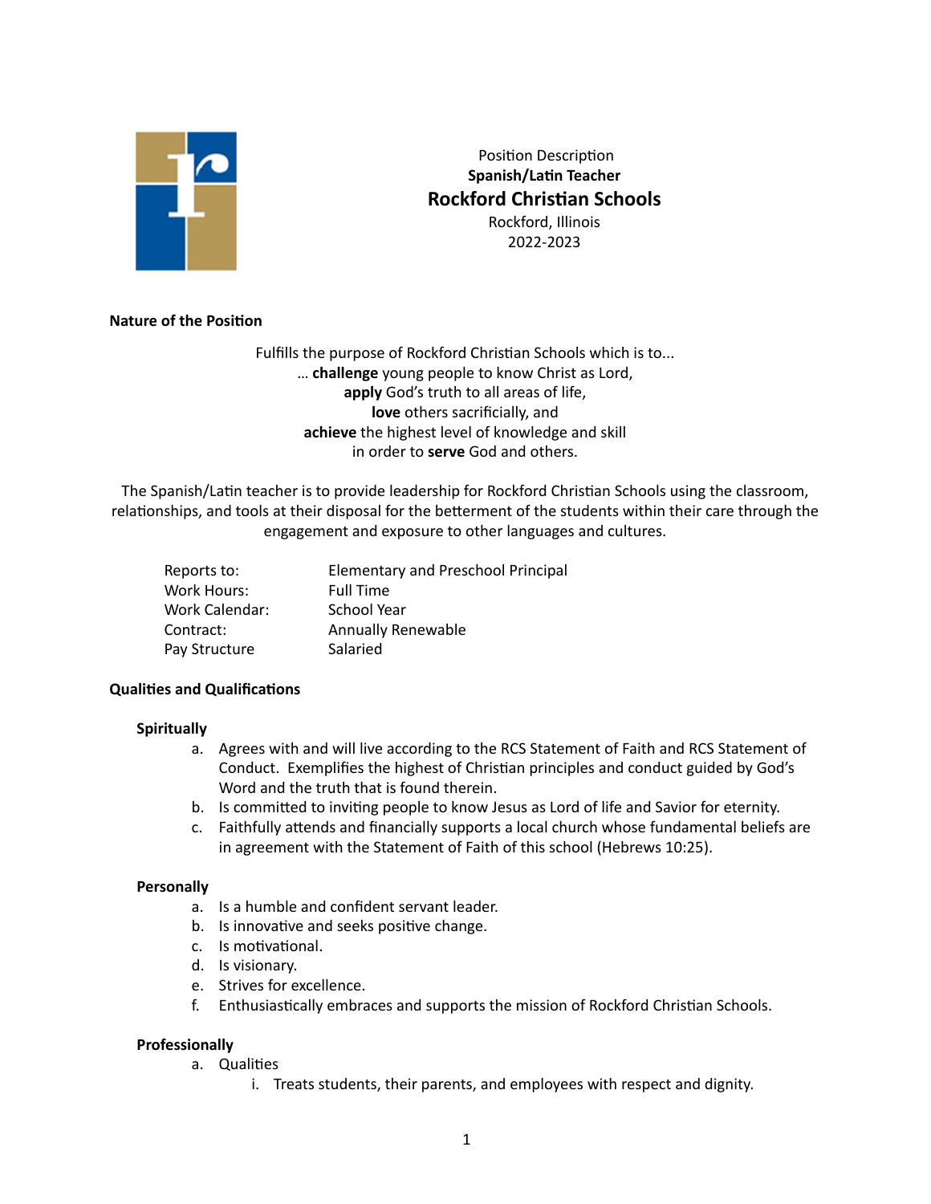Position Description

**Spanish/Latin Teacher**

# Rockford Christian Schools

Rockford, Illinois

2022-2023

**Nature of the Position**

Fulfills the purpose of Rockford Christian Schools which is to...
… **challenge** young people to know Christ as Lord,
**apply** God's truth to all areas of life,
**love** others sacrificially, and
**achieve** the highest level of knowledge and skill
in order to **serve** God and others.

The Spanish/Latin teacher is to provide leadership for Rockford Christian Schools using the classroom, relationships, and tools at their disposal for the betterment of the students within their care through the engagement and exposure to other languages and cultures.

| | |
|---|---|
| Reports to: | Elementary and Preschool Principal |
| Work Hours: | Full Time |
| Work Calendar: | School Year |
| Contract: | Annually Renewable |
| Pay Structure | Salaried |

**Qualities and Qualifications**

**Spiritually**

a. Agrees with and will live according to the RCS Statement of Faith and RCS Statement of Conduct. Exemplifies the highest of Christian principles and conduct guided by God's Word and the truth that is found therein.
b. Is committed to inviting people to know Jesus as Lord of life and Savior for eternity.
c. Faithfully attends and financially supports a local church whose fundamental beliefs are in agreement with the Statement of Faith of this school (Hebrews 10:25).

**Personally**

a. Is a humble and confident servant leader.
b. Is innovative and seeks positive change.
c. Is motivational.
d. Is visionary.
e. Strives for excellence.
f. Enthusiastically embraces and supports the mission of Rockford Christian Schools.

**Professionally**

a. Qualities
    i. Treats students, their parents, and employees with respect and dignity.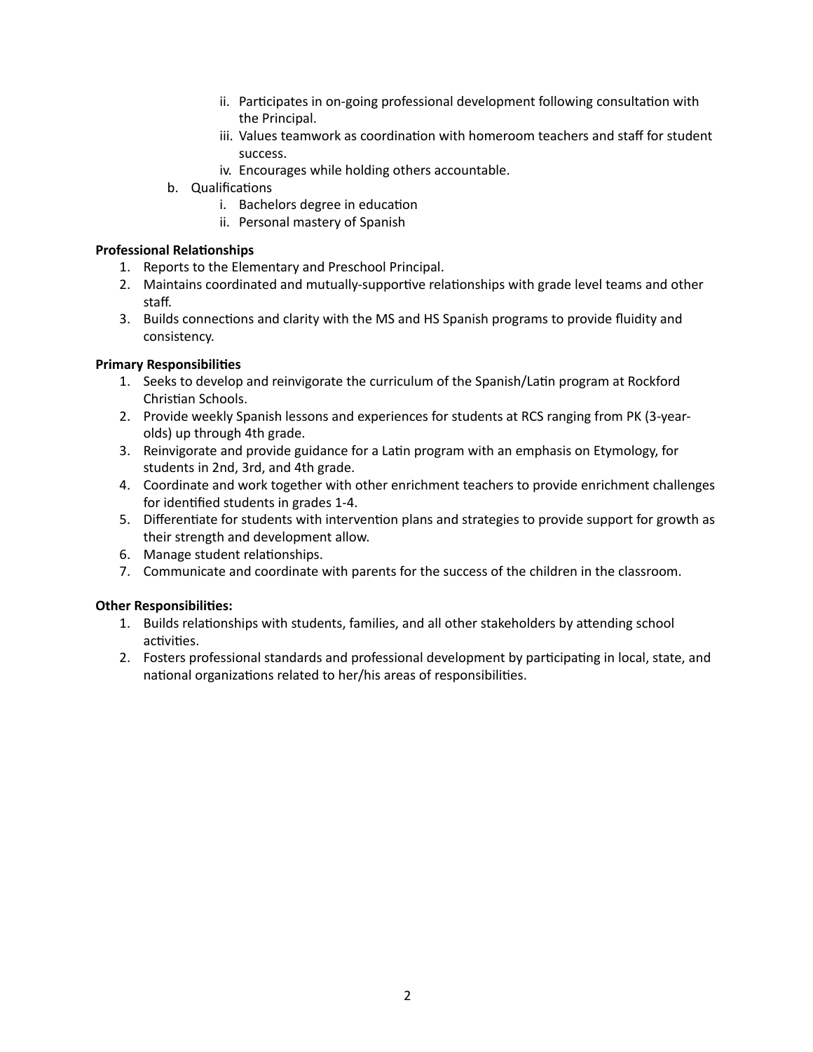ii. Participates in on-going professional development following consultation with the Principal.
   iii. Values teamwork as coordination with homeroom teachers and staff for student success.
   iv. Encourages while holding others accountable.

b. Qualifications
   i. Bachelors degree in education
   ii. Personal mastery of Spanish

**Professional Relationships**

1. Reports to the Elementary and Preschool Principal.
2. Maintains coordinated and mutually-supportive relationships with grade level teams and other staff.
3. Builds connections and clarity with the MS and HS Spanish programs to provide fluidity and consistency.

**Primary Responsibilities**

1. Seeks to develop and reinvigorate the curriculum of the Spanish/Latin program at Rockford Christian Schools.
2. Provide weekly Spanish lessons and experiences for students at RCS ranging from PK (3-year-olds) up through 4th grade.
3. Reinvigorate and provide guidance for a Latin program with an emphasis on Etymology, for students in 2nd, 3rd, and 4th grade.
4. Coordinate and work together with other enrichment teachers to provide enrichment challenges for identified students in grades 1-4.
5. Differentiate for students with intervention plans and strategies to provide support for growth as their strength and development allow.
6. Manage student relationships.
7. Communicate and coordinate with parents for the success of the children in the classroom.

**Other Responsibilities:**

1. Builds relationships with students, families, and all other stakeholders by attending school activities.
2. Fosters professional standards and professional development by participating in local, state, and national organizations related to her/his areas of responsibilities.